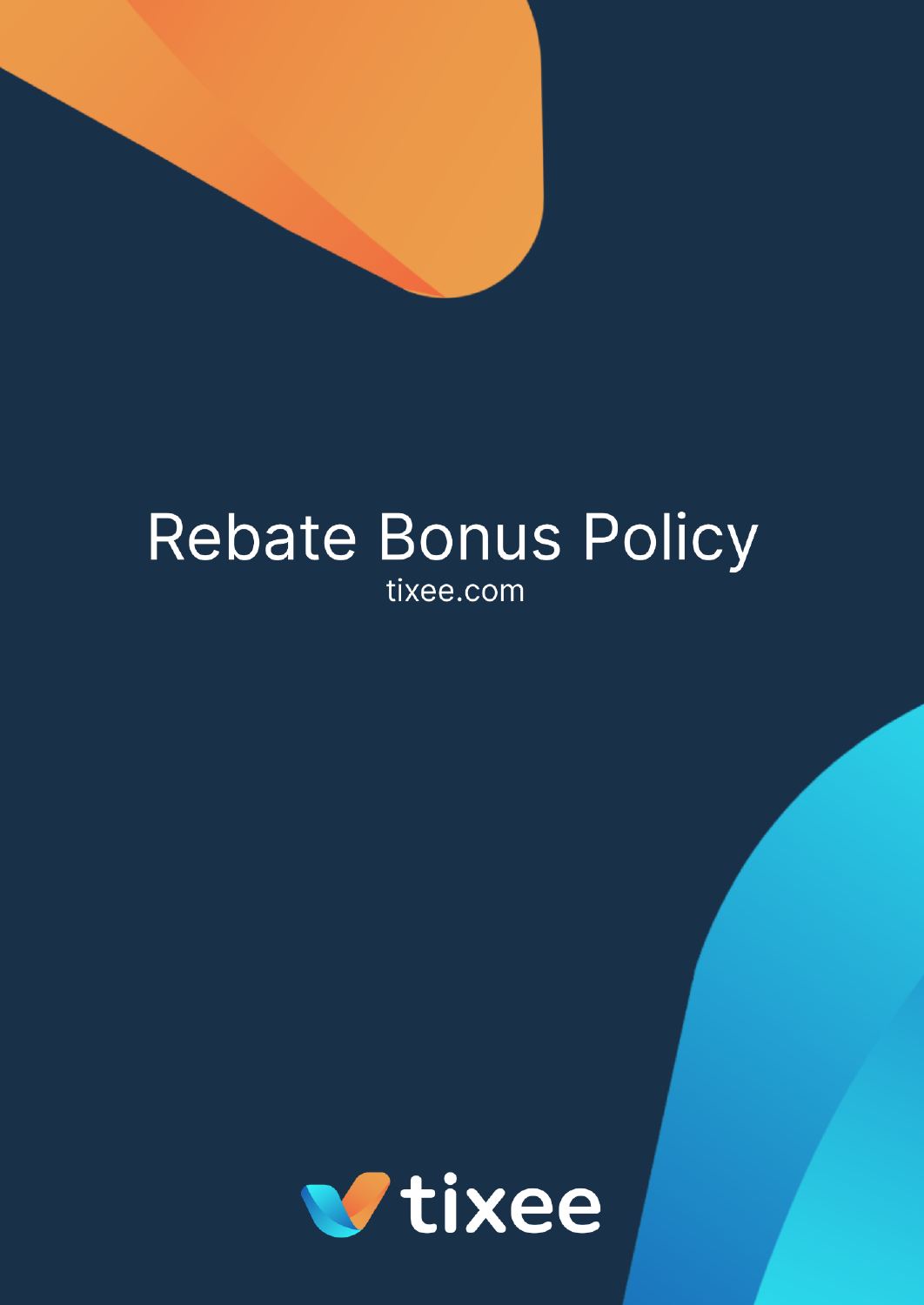# Rebate Bonus Policy

tixee.com

tixee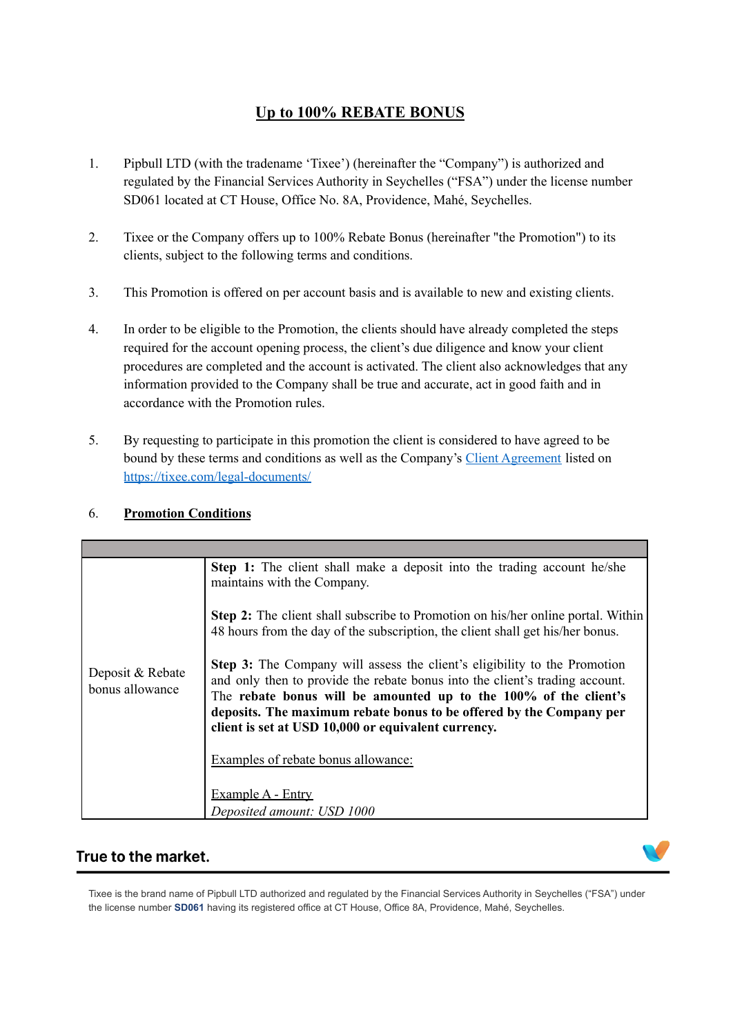# Up to 100% REBATE BONUS

1. Pipbull LTD (with the tradename 'Tixee') (hereinafter the "Company") is authorized and regulated by the Financial Services Authority in Seychelles ("FSA") under the license number SD061 located at CT House, Office No. 8A, Providence, Mahé, Seychelles.

2. Tixee or the Company offers up to 100% Rebate Bonus (hereinafter "the Promotion") to its clients, subject to the following terms and conditions.

3. This Promotion is offered on per account basis and is available to new and existing clients.

4. In order to be eligible to the Promotion, the clients should have already completed the steps required for the account opening process, the client's due diligence and know your client procedures are completed and the account is activated. The client also acknowledges that any information provided to the Company shall be true and accurate, act in good faith and in accordance with the Promotion rules.

5. By requesting to participate in this promotion the client is considered to have agreed to be bound by these terms and conditions as well as the Company's Client Agreement listed on https://tixee.com/legal-documents/

6. **Promotion Conditions**

| | |
|---|---|
| Deposit & Rebate bonus allowance | **Step 1:** The client shall make a deposit into the trading account he/she maintains with the Company.<br><br>**Step 2:** The client shall subscribe to Promotion on his/her online portal. Within 48 hours from the day of the subscription, the client shall get his/her bonus.<br><br>**Step 3:** The Company will assess the client's eligibility to the Promotion and only then to provide the rebate bonus into the client's trading account. The **rebate bonus will be amounted up to the 100% of the client's deposits. The maximum rebate bonus to be offered by the Company per client is set at USD 10,000 or equivalent currency.**<br><br>Examples of rebate bonus allowance:<br><br>Example A - Entry<br>*Deposited amount: USD 1000* |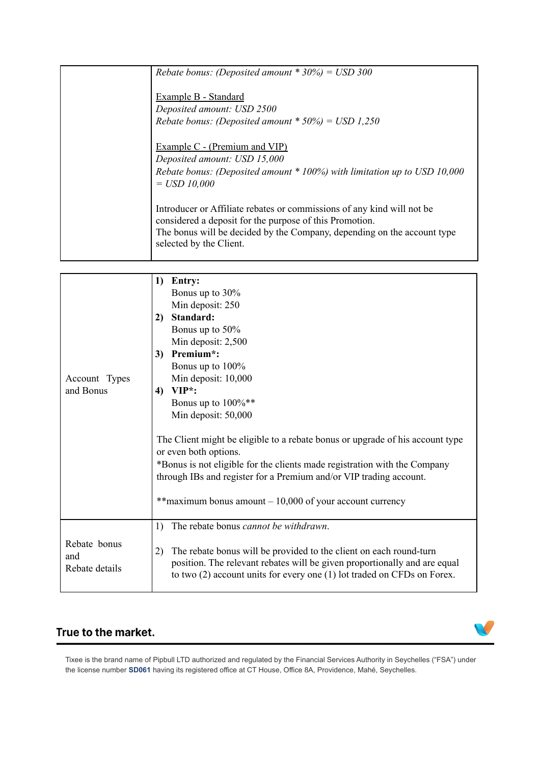| | |
|---|---|
| | *Rebate bonus: (Deposited amount * 30%) = USD 300*<br><br>Example B - Standard<br>*Deposited amount: USD 2500*<br>*Rebate bonus: (Deposited amount * 50%) = USD 1,250*<br><br>Example C - (Premium and VIP)<br>*Deposited amount: USD 15,000*<br>*Rebate bonus: (Deposited amount * 100%) with limitation up to USD 10,000 = USD 10,000*<br><br>Introducer or Affiliate rebates or commissions of any kind will not be considered a deposit for the purpose of this Promotion.<br>The bonus will be decided by the Company, depending on the account type selected by the Client. |

| | |
|---|---|
| Account Types and Bonus | **1) Entry:**<br>Bonus up to 30%<br>Min deposit: 250<br>**2) Standard:**<br>Bonus up to 50%<br>Min deposit: 2,500<br>**3) Premium*:**<br>Bonus up to 100%<br>Min deposit: 10,000<br>**4) VIP*:**<br>Bonus up to 100%**<br>Min deposit: 50,000<br><br>The Client might be eligible to a rebate bonus or upgrade of his account type or even both options.<br>*Bonus is not eligible for the clients made registration with the Company through IBs and register for a Premium and/or VIP trading account.<br><br>**maximum bonus amount – 10,000 of your account currency |
| Rebate bonus and Rebate details | 1) The rebate bonus *cannot be withdrawn*.<br><br>2) The rebate bonus will be provided to the client on each round-turn position. The relevant rebates will be given proportionally and are equal to two (2) account units for every one (1) lot traded on CFDs on Forex. |

**True to the market.**

Tixee is the brand name of Pipbull LTD authorized and regulated by the Financial Services Authority in Seychelles ("FSA") under the license number **SD061** having its registered office at CT House, Office 8A, Providence, Mahé, Seychelles.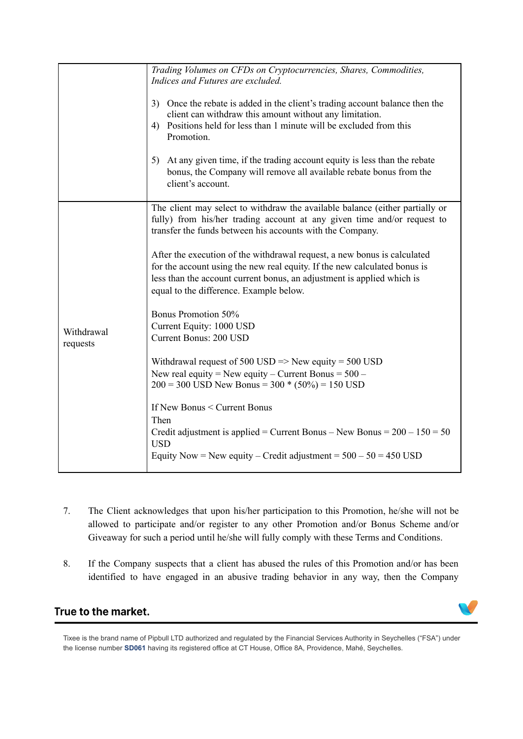| | |
|---|---|
| | *Trading Volumes on CFDs on Cryptocurrencies, Shares, Commodities, Indices and Futures are excluded.*<br><br>3) Once the rebate is added in the client's trading account balance then the client can withdraw this amount without any limitation.<br>4) Positions held for less than 1 minute will be excluded from this Promotion.<br><br>5) At any given time, if the trading account equity is less than the rebate bonus, the Company will remove all available rebate bonus from the client's account. |
| Withdrawal requests | The client may select to withdraw the available balance (either partially or fully) from his/her trading account at any given time and/or request to transfer the funds between his accounts with the Company.<br><br>After the execution of the withdrawal request, a new bonus is calculated for the account using the new real equity. If the new calculated bonus is less than the account current bonus, an adjustment is applied which is equal to the difference. Example below.<br><br>Bonus Promotion 50%<br>Current Equity: 1000 USD<br>Current Bonus: 200 USD<br><br>Withdrawal request of 500 USD => New equity = 500 USD<br>New real equity = New equity – Current Bonus = 500 – 200 = 300 USD New Bonus = 300 * (50%) = 150 USD<br><br>If New Bonus < Current Bonus<br>Then<br>Credit adjustment is applied = Current Bonus – New Bonus = 200 – 150 = 50 USD<br>Equity Now = New equity – Credit adjustment = 500 – 50 = 450 USD |

7. The Client acknowledges that upon his/her participation to this Promotion, he/she will not be allowed to participate and/or register to any other Promotion and/or Bonus Scheme and/or Giveaway for such a period until he/she will fully comply with these Terms and Conditions.

8. If the Company suspects that a client has abused the rules of this Promotion and/or has been identified to have engaged in an abusive trading behavior in any way, then the Company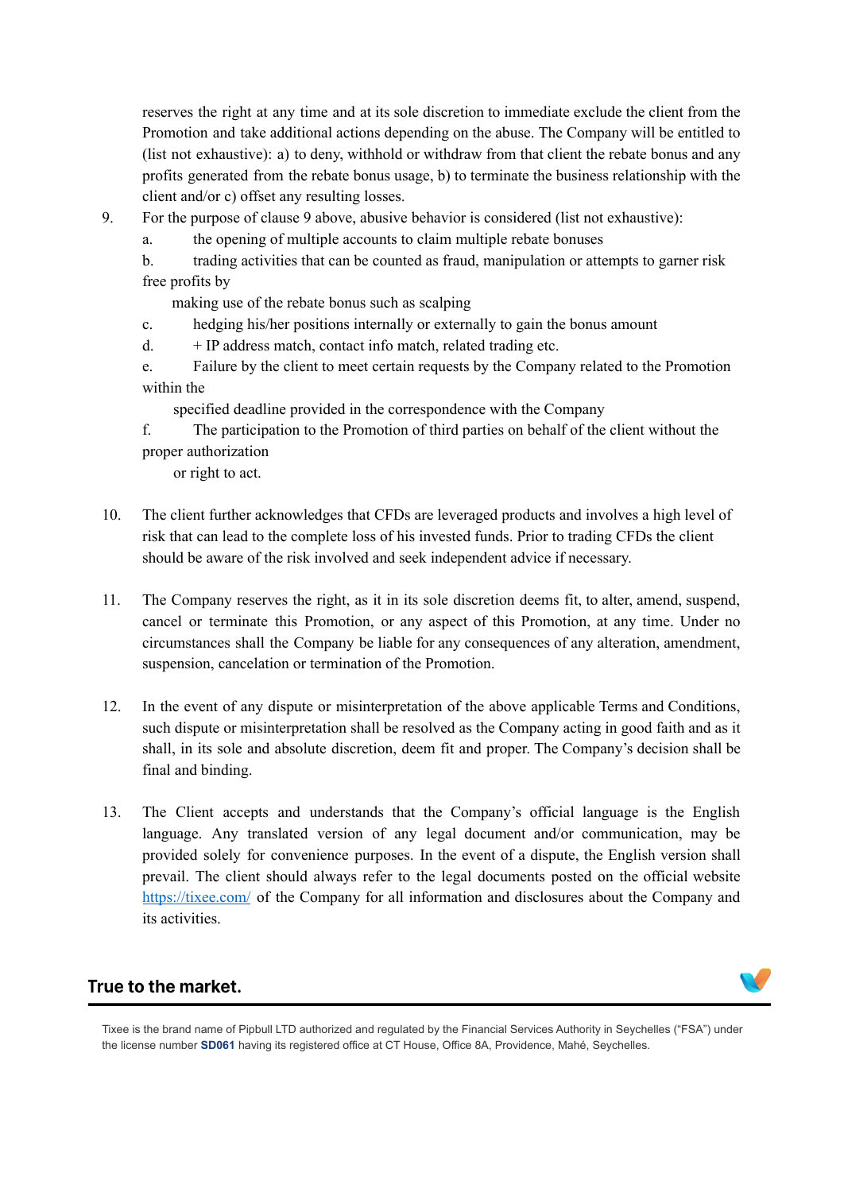reserves the right at any time and at its sole discretion to immediate exclude the client from the Promotion and take additional actions depending on the abuse. The Company will be entitled to (list not exhaustive): a) to deny, withhold or withdraw from that client the rebate bonus and any profits generated from the rebate bonus usage, b) to terminate the business relationship with the client and/or c) offset any resulting losses.

9. For the purpose of clause 9 above, abusive behavior is considered (list not exhaustive):
   a. the opening of multiple accounts to claim multiple rebate bonuses
   b. trading activities that can be counted as fraud, manipulation or attempts to garner risk free profits by making use of the rebate bonus such as scalping
   c. hedging his/her positions internally or externally to gain the bonus amount
   d. + IP address match, contact info match, related trading etc.
   e. Failure by the client to meet certain requests by the Company related to the Promotion within the specified deadline provided in the correspondence with the Company
   f. The participation to the Promotion of third parties on behalf of the client without the proper authorization or right to act.

10. The client further acknowledges that CFDs are leveraged products and involves a high level of risk that can lead to the complete loss of his invested funds. Prior to trading CFDs the client should be aware of the risk involved and seek independent advice if necessary.

11. The Company reserves the right, as it in its sole discretion deems fit, to alter, amend, suspend, cancel or terminate this Promotion, or any aspect of this Promotion, at any time. Under no circumstances shall the Company be liable for any consequences of any alteration, amendment, suspension, cancelation or termination of the Promotion.

12. In the event of any dispute or misinterpretation of the above applicable Terms and Conditions, such dispute or misinterpretation shall be resolved as the Company acting in good faith and as it shall, in its sole and absolute discretion, deem fit and proper. The Company's decision shall be final and binding.

13. The Client accepts and understands that the Company's official language is the English language. Any translated version of any legal document and/or communication, may be provided solely for convenience purposes. In the event of a dispute, the English version shall prevail. The client should always refer to the legal documents posted on the official website [https://tixee.com/](https://tixee.com/) of the Company for all information and disclosures about the Company and its activities.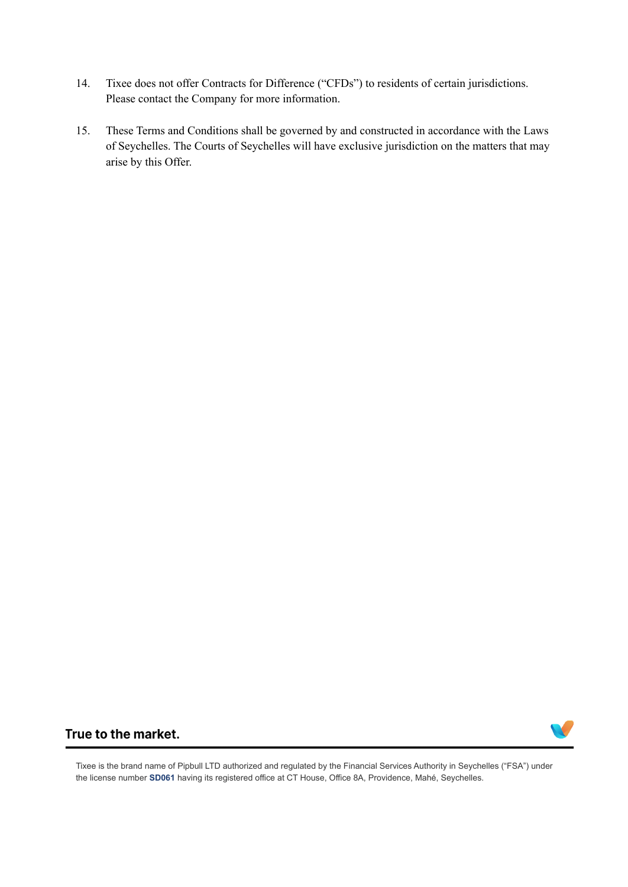14. Tixee does not offer Contracts for Difference (“CFDs”) to residents of certain jurisdictions. Please contact the Company for more information.

15. These Terms and Conditions shall be governed by and constructed in accordance with the Laws of Seychelles. The Courts of Seychelles will have exclusive jurisdiction on the matters that may arise by this Offer.